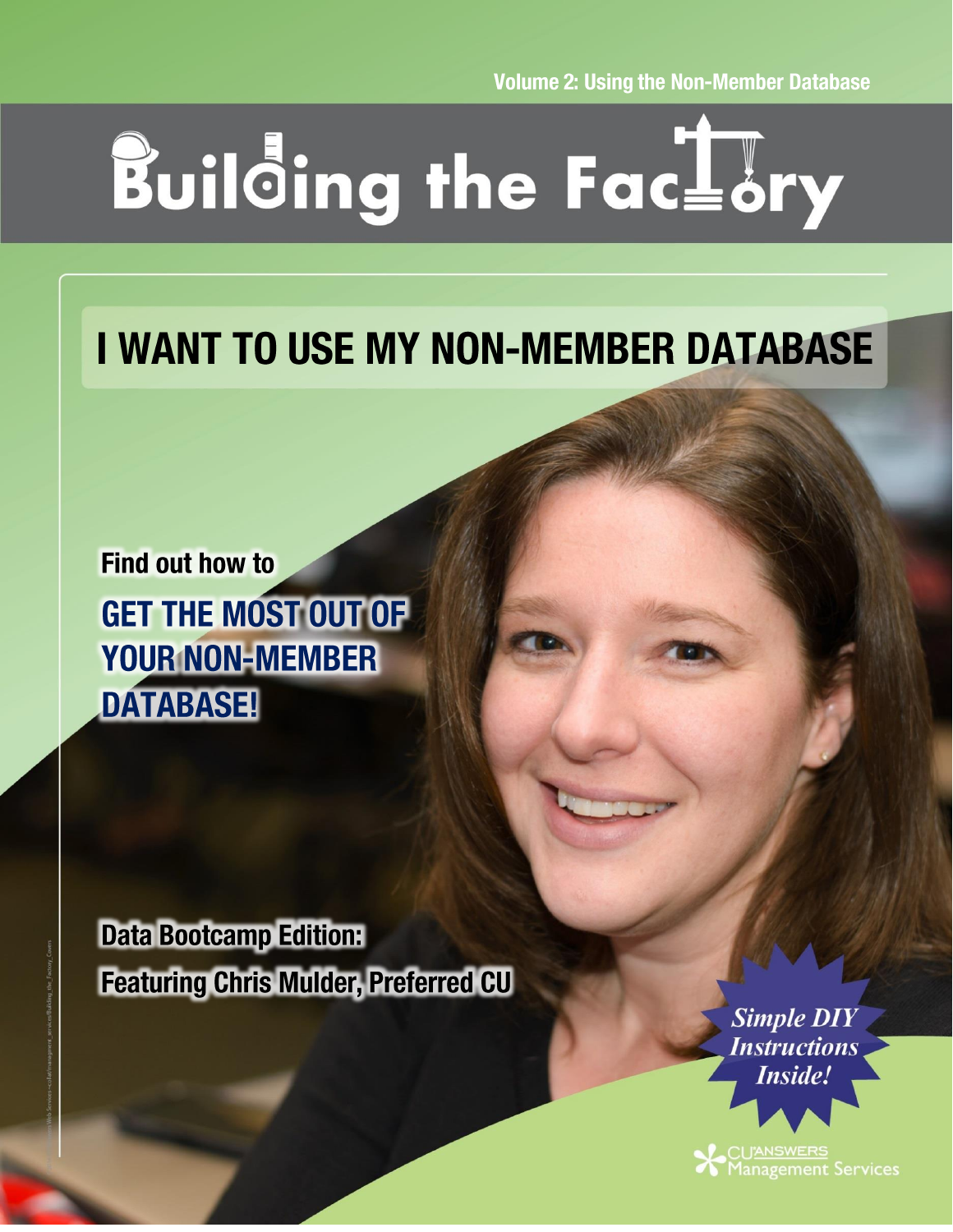Volume 2: Using the Non-Member Database

# Building the Factory

## I WANT TO USE MY NON-MEMBER DATABASE

Find out how to

**GET THE MOST OUT OF YOUR NON-MEMBER DATABASE!**

**Data Bootcamp Edition: Featuring Chris Mulder, Preferred CU**

*Simple DIY Instructions Inside!*

CU*ANSWERS Management Services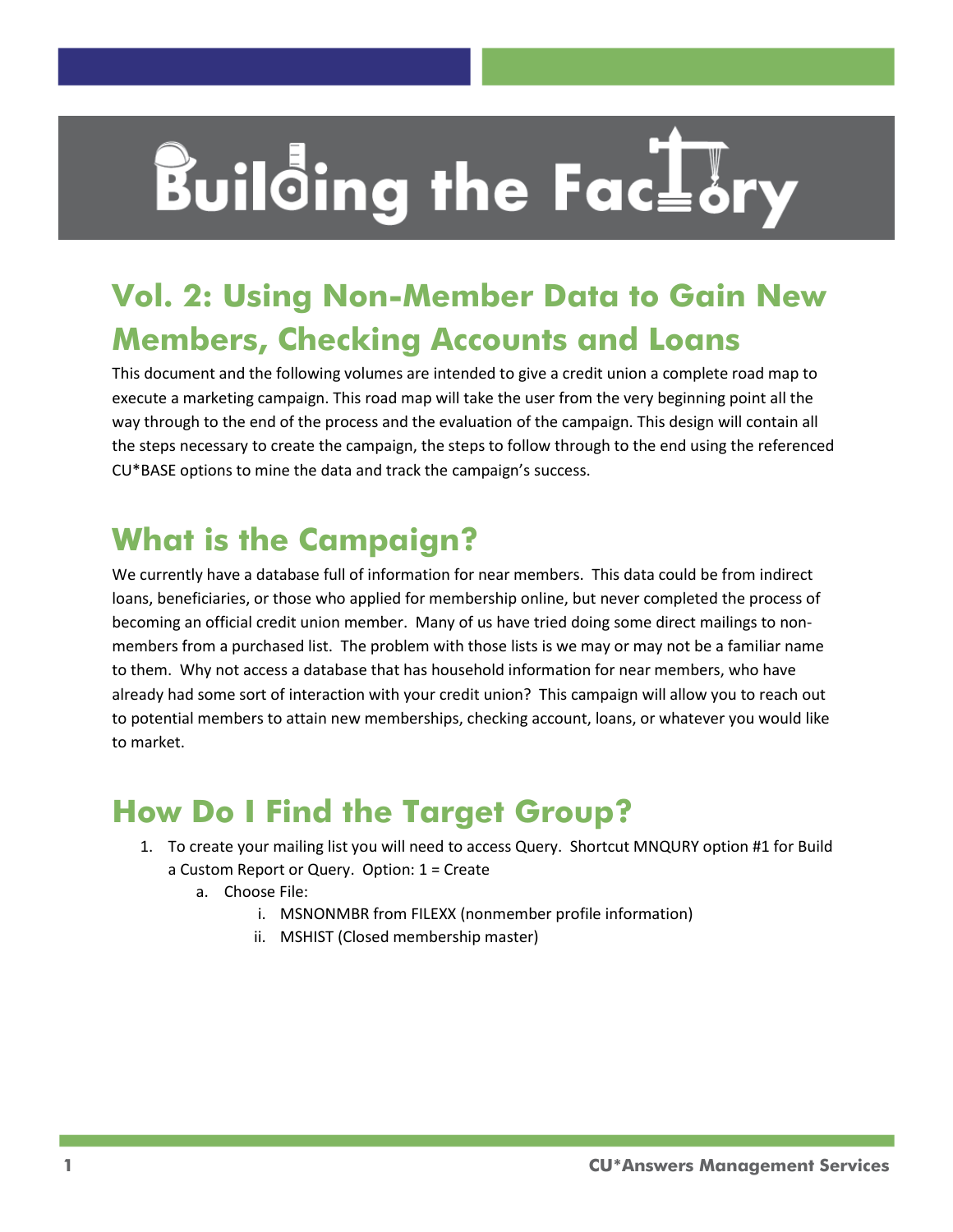# Building the Factory

## Vol. 2: Using Non-Member Data to Gain New Members, Checking Accounts and Loans

This document and the following volumes are intended to give a credit union a complete road map to execute a marketing campaign. This road map will take the user from the very beginning point all the way through to the end of the process and the evaluation of the campaign. This design will contain all the steps necessary to create the campaign, the steps to follow through to the end using the referenced CU*BASE options to mine the data and track the campaign's success.

## What is the Campaign?

We currently have a database full of information for near members. This data could be from indirect loans, beneficiaries, or those who applied for membership online, but never completed the process of becoming an official credit union member. Many of us have tried doing some direct mailings to non-members from a purchased list. The problem with those lists is we may or may not be a familiar name to them. Why not access a database that has household information for near members, who have already had some sort of interaction with your credit union? This campaign will allow you to reach out to potential members to attain new memberships, checking account, loans, or whatever you would like to market.

## How Do I Find the Target Group?

1. To create your mailing list you will need to access Query. Shortcut MNQURY option #1 for Build a Custom Report or Query. Option: 1 = Create
   a. Choose File:
      i. MSNONMBR from FILEXX (nonmember profile information)
      ii. MSHIST (Closed membership master)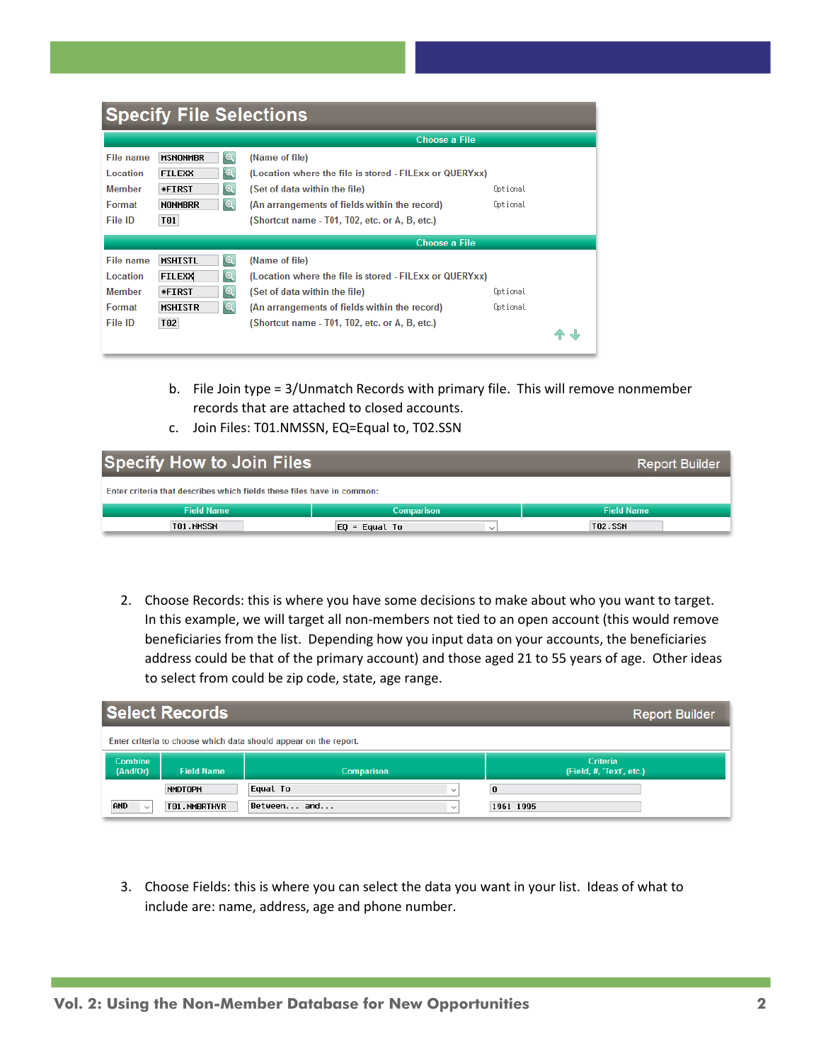## Specify File Selections

**Choose a File**

| | | | |
|---|---|---|---|
| File name | MSNONMBR | (Name of file) | |
| Location | FILEXX | (Location where the file is stored - FILExx or QUERYxx) | |
| Member | *FIRST | (Set of data within the file) | Optional |
| Format | NONMBRR | (An arrangements of fields within the record) | Optional |
| File ID | T01 | (Shortcut name - T01, T02, etc. or A, B, etc.) | |

**Choose a File**

| | | | |
|---|---|---|---|
| File name | MSHISTL | (Name of file) | |
| Location | FILEXX | (Location where the file is stored - FILExx or QUERYxx) | |
| Member | *FIRST | (Set of data within the file) | Optional |
| Format | MSHISTR | (An arrangements of fields within the record) | Optional |
| File ID | T02 | (Shortcut name - T01, T02, etc. or A, B, etc.) | |

b. File Join type = 3/Unmatch Records with primary file. This will remove nonmember records that are attached to closed accounts.

c. Join Files: T01.NMSSN, EQ=Equal to, T02.SSN

## Specify How to Join Files

Report Builder

Enter criteria that describes which fields these files have in common:

| Field Name | Comparison | Field Name |
|---|---|---|
| T01.NMSSN | EQ = Equal To | T02.SSN |

2. Choose Records: this is where you have some decisions to make about who you want to target. In this example, we will target all non-members not tied to an open account (this would remove beneficiaries from the list. Depending how you input data on your accounts, the beneficiaries address could be that of the primary account) and those aged 21 to 55 years of age. Other ideas to select from could be zip code, state, age range.

## Select Records

Report Builder

Enter criteria to choose which data should appear on the report.

| Combine (And/Or) | Field Name | Comparison | Criteria (Field, #, 'Text', etc.) |
|---|---|---|---|
| | NMDTOPN | Equal To | 0 |
| AND | T01.NMBRTHYR | Between... and... | 1961 1995 |

3. Choose Fields: this is where you can select the data you want in your list. Ideas of what to include are: name, address, age and phone number.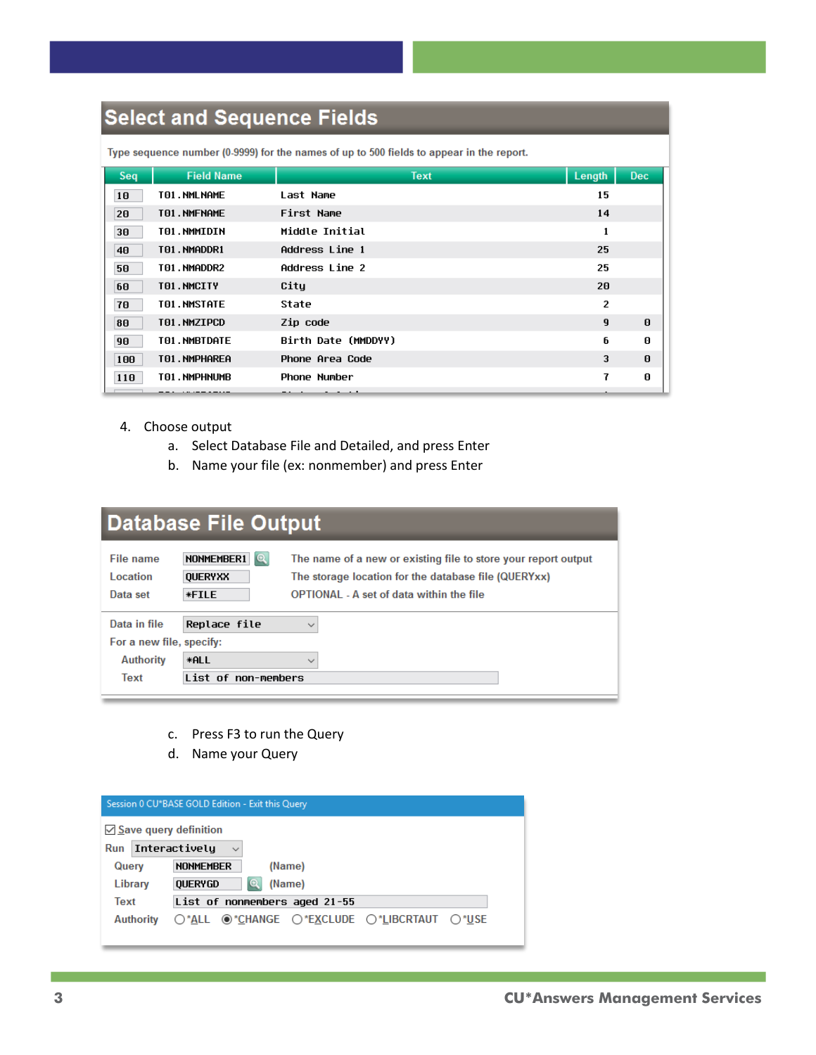## Select and Sequence Fields

Type sequence number (0-9999) for the names of up to 500 fields to appear in the report.

| Seq | Field Name | Text | Length | Dec |
|---|---|---|---|---|
| 10 | T01.NMLNAME | Last Name | 15 | |
| 20 | T01.NMFNAME | First Name | 14 | |
| 30 | T01.NMMIDIN | Middle Initial | 1 | |
| 40 | T01.NMADDR1 | Address Line 1 | 25 | |
| 50 | T01.NMADDR2 | Address Line 2 | 25 | |
| 60 | T01.NMCITY | City | 20 | |
| 70 | T01.NMSTATE | State | 2 | |
| 80 | T01.NMZIPCD | Zip code | 9 | 0 |
| 90 | T01.NMBTDATE | Birth Date (MMDDYY) | 6 | 0 |
| 100 | T01.NMPHAREA | Phone Area Code | 3 | 0 |
| 110 | T01.NMPHNUMB | Phone Number | 7 | 0 |

4. Choose output
   a. Select Database File and Detailed, and press Enter
   b. Name your file (ex: nonmember) and press Enter

## Database File Output

| | | |
|---|---|---|
| File name | NONMEMBER1 | The name of a new or existing file to store your report output |
| Location | QUERYXX | The storage location for the database file (QUERYxx) |
| Data set | *FILE | OPTIONAL - A set of data within the file |

Data in file: Replace file

For a new file, specify:

Authority: *ALL

Text: List of non-members

   c. Press F3 to run the Query
   d. Name your Query

Session 0 CU*BASE GOLD Edition - Exit this Query

☑ Save query definition

Run: Interactively

Query: NONMEMBER (Name)

Library: QUERYGD (Name)

Text: List of nonmembers aged 21-55

Authority: ○ *ALL ● *CHANGE ○ *EXCLUDE ○ *LIBCRTAUT ○ *USE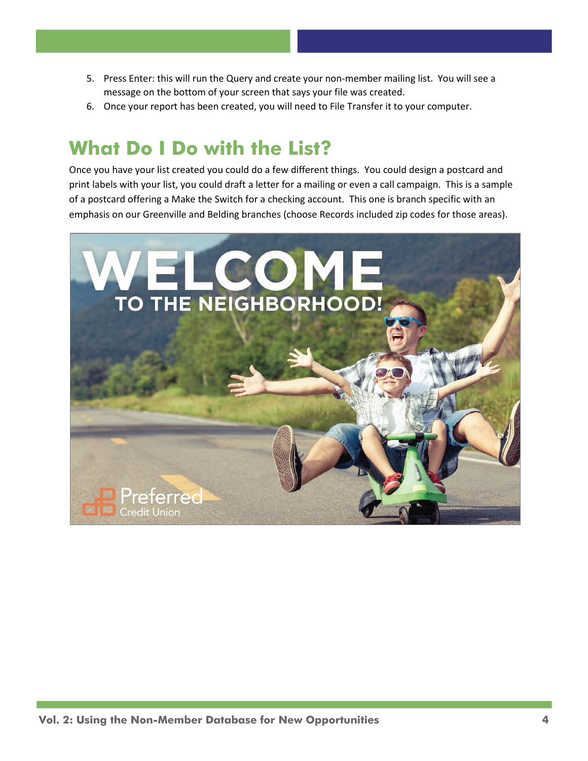5. Press Enter: this will run the Query and create your non-member mailing list. You will see a message on the bottom of your screen that says your file was created.
6. Once your report has been created, you will need to File Transfer it to your computer.

## What Do I Do with the List?

Once you have your list created you could do a few different things. You could design a postcard and print labels with your list, you could draft a letter for a mailing or even a call campaign. This is a sample of a postcard offering a Make the Switch for a checking account. This one is branch specific with an emphasis on our Greenville and Belding branches (choose Records included zip codes for those areas).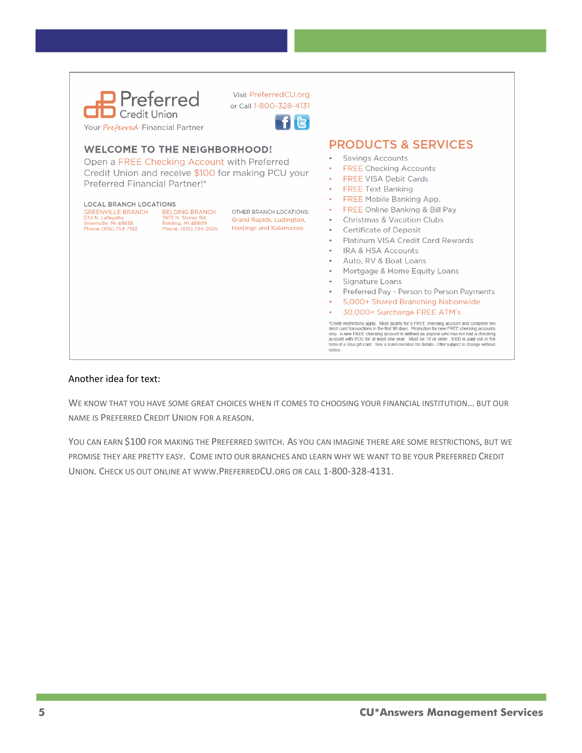Preferred Credit Union

Your *Preferred* Financial Partner

Visit PreferredCU.org
or Call 1-800-328-4131

## WELCOME TO THE NEIGHBORHOOD!

Open a FREE Checking Account with Preferred Credit Union and receive $100 for making PCU your Preferred Financial Partner!*

**LOCAL BRANCH LOCATIONS**

GREENVILLE BRANCH
534 N. Lafayette
Greenville, MI 48838
Phone: (616) 754-7192

BELDING BRANCH
7473 N. Storey Rd.
Belding, MI 48809
Phone: (616) 794-2505

OTHER BRANCH LOCATIONS:
Grand Rapids, Ludington, Hastings and Kalamazoo

## PRODUCTS & SERVICES

- Savings Accounts
- FREE Checking Accounts
- FREE VISA Debit Cards
- FREE Text Banking
- FREE Mobile Banking App.
- FREE Online Banking & Bill Pay
- Christmas & Vacation Clubs
- Certificate of Deposit
- Platinum VISA Credit Card Rewards
- IRA & HSA Accounts
- Auto, RV & Boat Loans
- Mortgage & Home Equity Loans
- Signature Loans
- Preferred Pay - Person to Person Payments
- 5,000+ Shared Branching Nationwide
- 30,000+ Surcharge FREE ATM's

*Credit restrictions apply. Must qualify for a FREE checking account and complete ten debit card transactions in the first 90 days. Promotion for new FREE checking accounts only. A new FREE checking account is defined as anyone who has not had a checking account with PCU for at least one year. Must be 18 or older. $100 is paid out in the form of a Visa gift card. See a team member for details. Offer subject to change without notice.

Another idea for text:

WE KNOW THAT YOU HAVE SOME GREAT CHOICES WHEN IT COMES TO CHOOSING YOUR FINANCIAL INSTITUTION… BUT OUR NAME IS PREFERRED CREDIT UNION FOR A REASON.

YOU CAN EARN $100 FOR MAKING THE PREFERRED SWITCH. AS YOU CAN IMAGINE THERE ARE SOME RESTRICTIONS, BUT WE PROMISE THEY ARE PRETTY EASY. COME INTO OUR BRANCHES AND LEARN WHY WE WANT TO BE YOUR PREFERRED CREDIT UNION. CHECK US OUT ONLINE AT WWW.PREFERREDCU.ORG OR CALL 1-800-328-4131.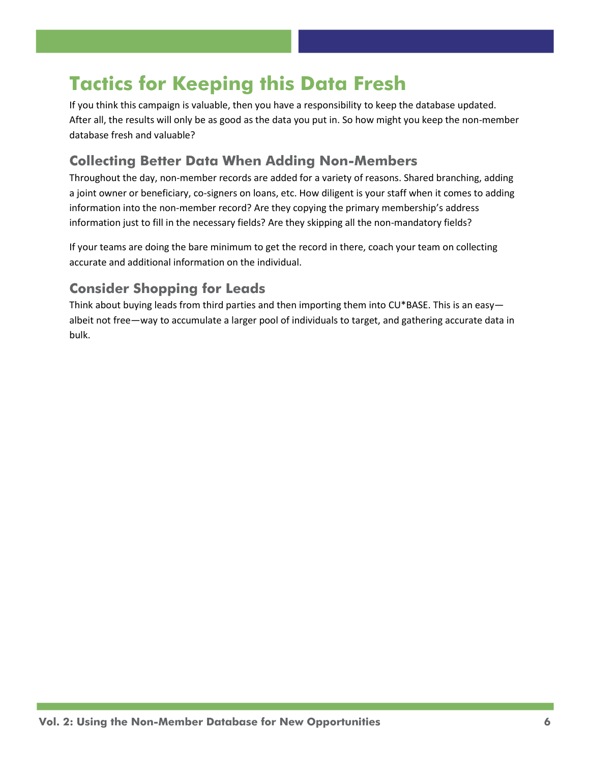# Tactics for Keeping this Data Fresh

If you think this campaign is valuable, then you have a responsibility to keep the database updated. After all, the results will only be as good as the data you put in. So how might you keep the non-member database fresh and valuable?

## Collecting Better Data When Adding Non-Members

Throughout the day, non-member records are added for a variety of reasons. Shared branching, adding a joint owner or beneficiary, co-signers on loans, etc. How diligent is your staff when it comes to adding information into the non-member record? Are they copying the primary membership's address information just to fill in the necessary fields? Are they skipping all the non-mandatory fields?

If your teams are doing the bare minimum to get the record in there, coach your team on collecting accurate and additional information on the individual.

## Consider Shopping for Leads

Think about buying leads from third parties and then importing them into CU*BASE. This is an easy—albeit not free—way to accumulate a larger pool of individuals to target, and gathering accurate data in bulk.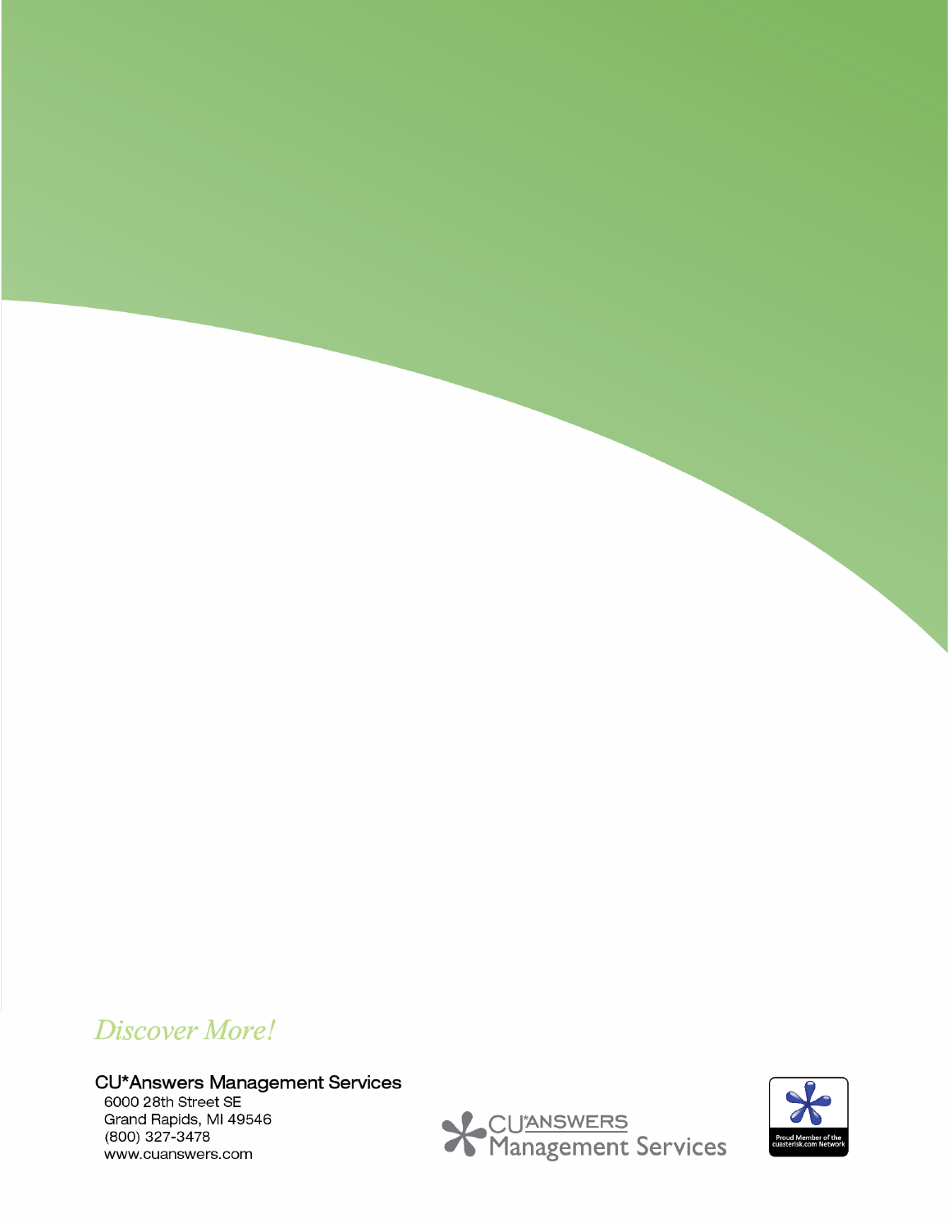*Discover More!*

**CU*Answers Management Services**
6000 28th Street SE
Grand Rapids, MI 49546
(800) 327-3478
www.cuanswers.com

CU*ANSWERS Management Services

Proud Member of the cuasterisk.com Network